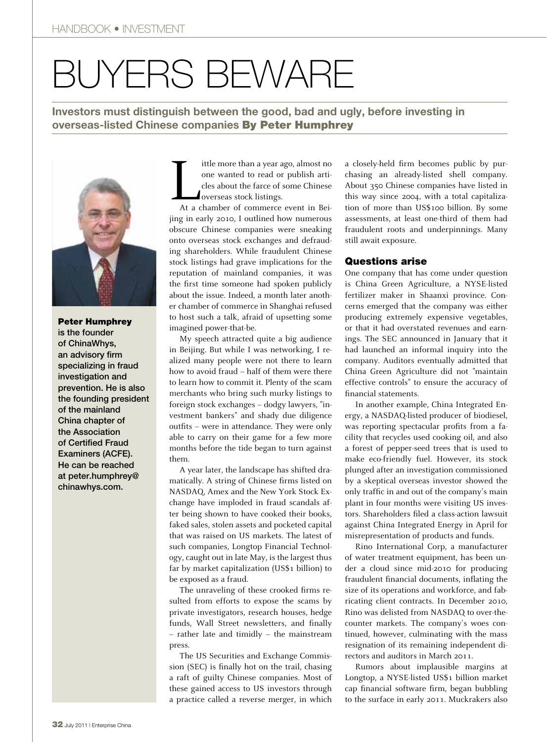# BUYERS BEWARE

**Investors must distinguish between the good, bad and ugly, before investing in overseas-listed Chinese companies By Peter Humphrey**

**Peter Humphrey** is the founder of ChinaWhys, an advisory firm specializing in fraud investigation and prevention. He is also the founding president of the mainland China chapter of the Association of Certified Fraud Examiners (ACFE). He can be reached at peter.humphrey@chinawhys.com.

Little more than a year ago, almost no one wanted to read or publish articles about the farce of some Chinese overseas stock listings.

At a chamber of commerce event in Beijing in early 2010, I outlined how numerous obscure Chinese companies were sneaking onto overseas stock exchanges and defrauding shareholders. While fraudulent Chinese stock listings had grave implications for the reputation of mainland companies, it was the first time someone had spoken publicly about the issue. Indeed, a month later another chamber of commerce in Shanghai refused to host such a talk, afraid of upsetting some imagined power-that-be.

My speech attracted quite a big audience in Beijing. But while I was networking, I realized many people were not there to learn how to avoid fraud – half of them were there to learn how to commit it. Plenty of the scam merchants who bring such murky listings to foreign stock exchanges – dodgy lawyers, "investment bankers" and shady due diligence outfits – were in attendance. They were only able to carry on their game for a few more months before the tide began to turn against them.

A year later, the landscape has shifted dramatically. A string of Chinese firms listed on NASDAQ, Amex and the New York Stock Exchange have imploded in fraud scandals after being shown to have cooked their books, faked sales, stolen assets and pocketed capital that was raised on US markets. The latest of such companies, Longtop Financial Technology, caught out in late May, is the largest thus far by market capitalization (US$1 billion) to be exposed as a fraud.

The unraveling of these crooked firms resulted from efforts to expose the scams by private investigators, research houses, hedge funds, Wall Street newsletters, and finally – rather late and timidly – the mainstream press.

The US Securities and Exchange Commission (SEC) is finally hot on the trail, chasing a raft of guilty Chinese companies. Most of these gained access to US investors through a practice called a reverse merger, in which a closely-held firm becomes public by purchasing an already-listed shell company. About 350 Chinese companies have listed in this way since 2004, with a total capitalization of more than US$100 billion. By some assessments, at least one-third of them had fraudulent roots and underpinnings. Many still await exposure.

## Questions arise

One company that has come under question is China Green Agriculture, a NYSE-listed fertilizer maker in Shaanxi province. Concerns emerged that the company was either producing extremely expensive vegetables, or that it had overstated revenues and earnings. The SEC announced in January that it had launched an informal inquiry into the company. Auditors eventually admitted that China Green Agriculture did not "maintain effective controls" to ensure the accuracy of financial statements.

In another example, China Integrated Energy, a NASDAQ-listed producer of biodiesel, was reporting spectacular profits from a facility that recycles used cooking oil, and also a forest of pepper-seed trees that is used to make eco-friendly fuel. However, its stock plunged after an investigation commissioned by a skeptical overseas investor showed the only traffic in and out of the company's main plant in four months were visiting US investors. Shareholders filed a class-action lawsuit against China Integrated Energy in April for misrepresentation of products and funds.

Rino International Corp, a manufacturer of water treatment equipment, has been under a cloud since mid-2010 for producing fraudulent financial documents, inflating the size of its operations and workforce, and fabricating client contracts. In December 2010, Rino was delisted from NASDAQ to over-the-counter markets. The company's woes continued, however, culminating with the mass resignation of its remaining independent directors and auditors in March 2011.

Rumors about implausible margins at Longtop, a NYSE-listed US$1 billion market cap financial software firm, began bubbling to the surface in early 2011. Muckrakers also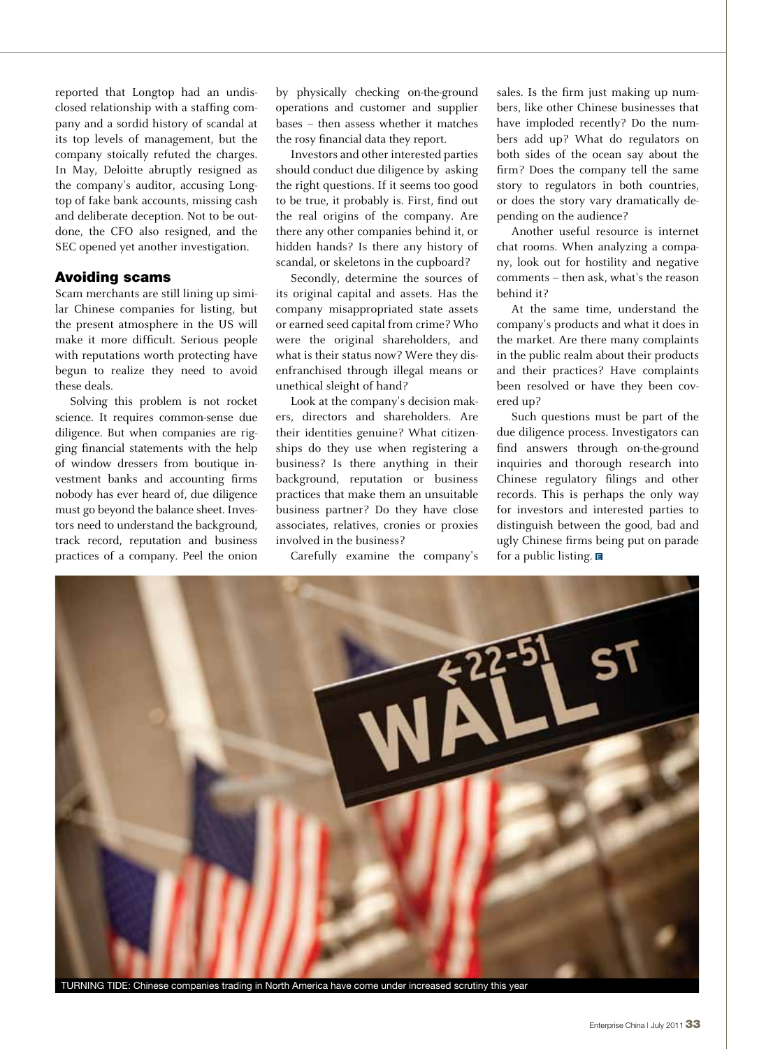reported that Longtop had an undisclosed relationship with a staffing company and a sordid history of scandal at its top levels of management, but the company stoically refuted the charges. In May, Deloitte abruptly resigned as the company's auditor, accusing Longtop of fake bank accounts, missing cash and deliberate deception. Not to be outdone, the CFO also resigned, and the SEC opened yet another investigation.

## Avoiding scams

Scam merchants are still lining up similar Chinese companies for listing, but the present atmosphere in the US will make it more difficult. Serious people with reputations worth protecting have begun to realize they need to avoid these deals.

Solving this problem is not rocket science. It requires common-sense due diligence. But when companies are rigging financial statements with the help of window dressers from boutique investment banks and accounting firms nobody has ever heard of, due diligence must go beyond the balance sheet. Investors need to understand the background, track record, reputation and business practices of a company. Peel the onion by physically checking on-the-ground operations and customer and supplier bases – then assess whether it matches the rosy financial data they report.

Investors and other interested parties should conduct due diligence by asking the right questions. If it seems too good to be true, it probably is. First, find out the real origins of the company. Are there any other companies behind it, or hidden hands? Is there any history of scandal, or skeletons in the cupboard?

Secondly, determine the sources of its original capital and assets. Has the company misappropriated state assets or earned seed capital from crime? Who were the original shareholders, and what is their status now? Were they disenfranchised through illegal means or unethical sleight of hand?

Look at the company's decision makers, directors and shareholders. Are their identities genuine? What citizenships do they use when registering a business? Is there anything in their background, reputation or business practices that make them an unsuitable business partner? Do they have close associates, relatives, cronies or proxies involved in the business?

Carefully examine the company's sales. Is the firm just making up numbers, like other Chinese businesses that have imploded recently? Do the numbers add up? What do regulators on both sides of the ocean say about the firm? Does the company tell the same story to regulators in both countries, or does the story vary dramatically depending on the audience?

Another useful resource is internet chat rooms. When analyzing a company, look out for hostility and negative comments – then ask, what's the reason behind it?

At the same time, understand the company's products and what it does in the market. Are there many complaints in the public realm about their products and their practices? Have complaints been resolved or have they been covered up?

Such questions must be part of the due diligence process. Investigators can find answers through on-the-ground inquiries and thorough research into Chinese regulatory filings and other records. This is perhaps the only way for investors and interested parties to distinguish between the good, bad and ugly Chinese firms being put on parade for a public listing.

TURNING TIDE: Chinese companies trading in North America have come under increased scrutiny this year